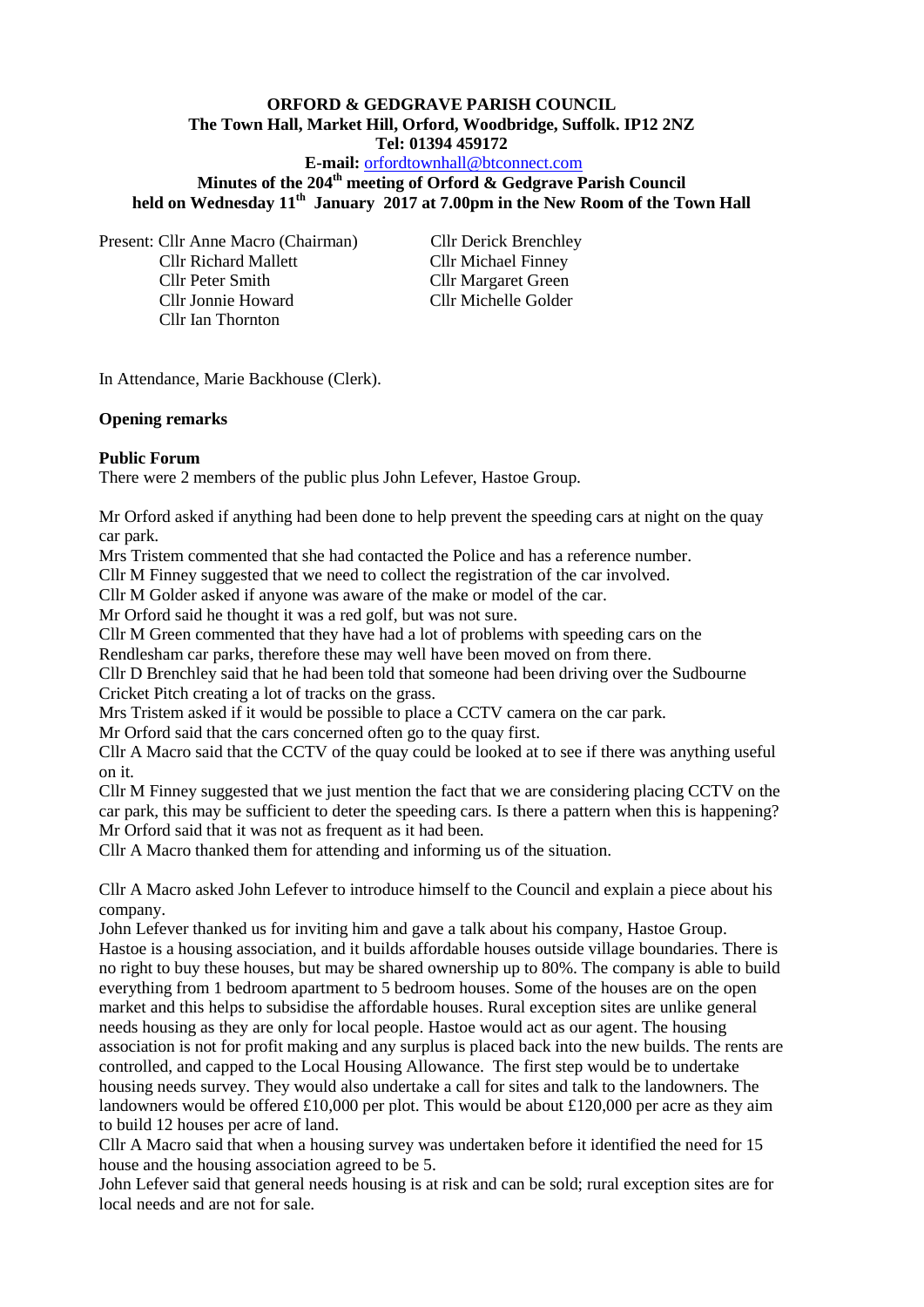**ORFORD & GEDGRAVE PARISH COUNCIL**
**The Town Hall, Market Hill, Orford, Woodbridge, Suffolk. IP12 2NZ**
**Tel: 01394 459172**
**E-mail:** orfordtownhall@btconnect.com

**Minutes of the 204th meeting of Orford & Gedgrave Parish Council held on Wednesday 11th January 2017 at 7.00pm in the New Room of the Town Hall**

Present: Cllr Anne Macro (Chairman)
Cllr Richard Mallett
Cllr Peter Smith
Cllr Jonnie Howard
Cllr Ian Thornton
Cllr Derick Brenchley
Cllr Michael Finney
Cllr Margaret Green
Cllr Michelle Golder

In Attendance, Marie Backhouse (Clerk).

**Opening remarks**

**Public Forum**

There were 2 members of the public plus John Lefever, Hastoe Group.

Mr Orford asked if anything had been done to help prevent the speeding cars at night on the quay car park.
Mrs Tristem commented that she had contacted the Police and has a reference number.
Cllr M Finney suggested that we need to collect the registration of the car involved.
Cllr M Golder asked if anyone was aware of the make or model of the car.
Mr Orford said he thought it was a red golf, but was not sure.
Cllr M Green commented that they have had a lot of problems with speeding cars on the Rendlesham car parks, therefore these may well have been moved on from there.
Cllr D Brenchley said that he had been told that someone had been driving over the Sudbourne Cricket Pitch creating a lot of tracks on the grass.
Mrs Tristem asked if it would be possible to place a CCTV camera on the car park.
Mr Orford said that the cars concerned often go to the quay first.
Cllr A Macro said that the CCTV of the quay could be looked at to see if there was anything useful on it.
Cllr M Finney suggested that we just mention the fact that we are considering placing CCTV on the car park, this may be sufficient to deter the speeding cars. Is there a pattern when this is happening?
Mr Orford said that it was not as frequent as it had been.
Cllr A Macro thanked them for attending and informing us of the situation.

Cllr A Macro asked John Lefever to introduce himself to the Council and explain a piece about his company.
John Lefever thanked us for inviting him and gave a talk about his company, Hastoe Group. Hastoe is a housing association, and it builds affordable houses outside village boundaries. There is no right to buy these houses, but may be shared ownership up to 80%. The company is able to build everything from 1 bedroom apartment to 5 bedroom houses. Some of the houses are on the open market and this helps to subsidise the affordable houses. Rural exception sites are unlike general needs housing as they are only for local people. Hastoe would act as our agent. The housing association is not for profit making and any surplus is placed back into the new builds. The rents are controlled, and capped to the Local Housing Allowance. The first step would be to undertake housing needs survey. They would also undertake a call for sites and talk to the landowners. The landowners would be offered £10,000 per plot. This would be about £120,000 per acre as they aim to build 12 houses per acre of land.
Cllr A Macro said that when a housing survey was undertaken before it identified the need for 15 house and the housing association agreed to be 5.
John Lefever said that general needs housing is at risk and can be sold; rural exception sites are for local needs and are not for sale.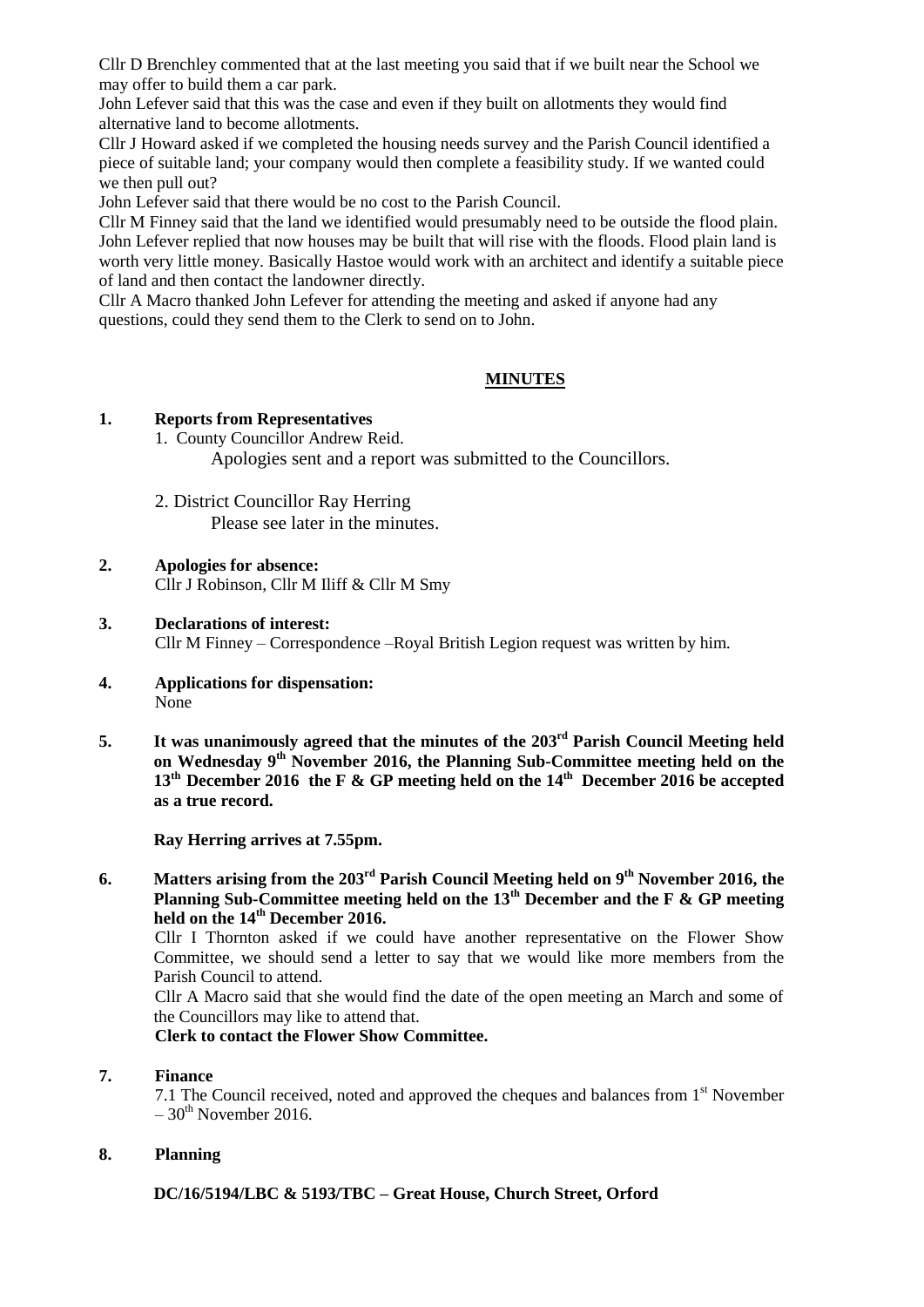Cllr D Brenchley commented that at the last meeting you said that if we built near the School we may offer to build them a car park.

John Lefever said that this was the case and even if they built on allotments they would find alternative land to become allotments.

Cllr J Howard asked if we completed the housing needs survey and the Parish Council identified a piece of suitable land; your company would then complete a feasibility study. If we wanted could we then pull out?

John Lefever said that there would be no cost to the Parish Council.

Cllr M Finney said that the land we identified would presumably need to be outside the flood plain. John Lefever replied that now houses may be built that will rise with the floods. Flood plain land is worth very little money. Basically Hastoe would work with an architect and identify a suitable piece of land and then contact the landowner directly.

Cllr A Macro thanked John Lefever for attending the meeting and asked if anyone had any questions, could they send them to the Clerk to send on to John.

## MINUTES

**1. Reports from Representatives**

1. County Councillor Andrew Reid.
   Apologies sent and a report was submitted to the Councillors.

2. District Councillor Ray Herring
   Please see later in the minutes.

**2. Apologies for absence:**
Cllr J Robinson, Cllr M Iliff & Cllr M Smy

**3. Declarations of interest:**
Cllr M Finney – Correspondence –Royal British Legion request was written by him.

**4. Applications for dispensation:**
None

**5. It was unanimously agreed that the minutes of the 203rd Parish Council Meeting held on Wednesday 9th November 2016, the Planning Sub-Committee meeting held on the 13th December 2016 the F & GP meeting held on the 14th December 2016 be accepted as a true record.**

**Ray Herring arrives at 7.55pm.**

**6. Matters arising from the 203rd Parish Council Meeting held on 9th November 2016, the Planning Sub-Committee meeting held on the 13th December and the F & GP meeting held on the 14th December 2016.**

Cllr I Thornton asked if we could have another representative on the Flower Show Committee, we should send a letter to say that we would like more members from the Parish Council to attend.

Cllr A Macro said that she would find the date of the open meeting an March and some of the Councillors may like to attend that.

**Clerk to contact the Flower Show Committee.**

**7. Finance**

7.1 The Council received, noted and approved the cheques and balances from 1st November – 30th November 2016.

**8. Planning**

**DC/16/5194/LBC & 5193/TBC – Great House, Church Street, Orford**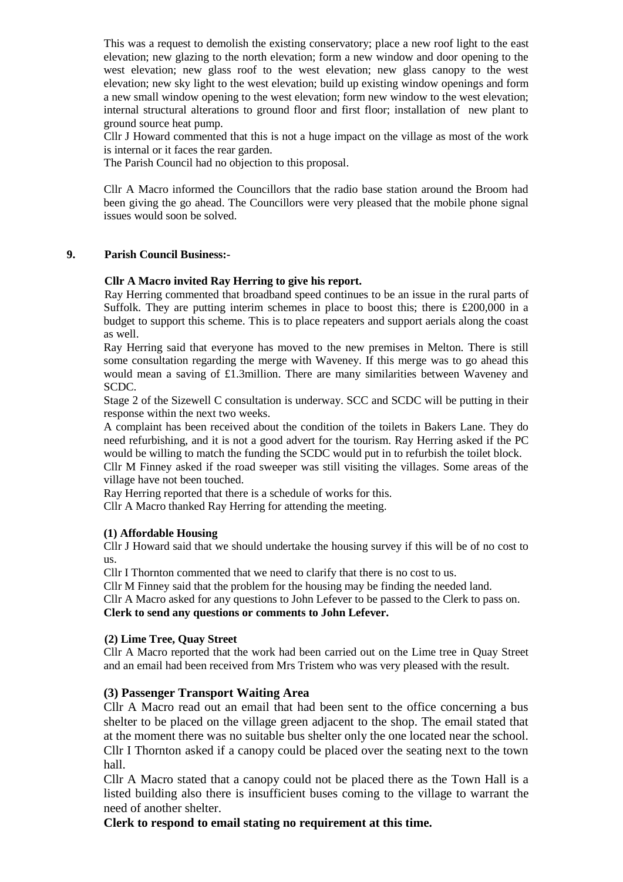This was a request to demolish the existing conservatory; place a new roof light to the east elevation; new glazing to the north elevation; form a new window and door opening to the west elevation; new glass roof to the west elevation; new glass canopy to the west elevation; new sky light to the west elevation; build up existing window openings and form a new small window opening to the west elevation; form new window to the west elevation; internal structural alterations to ground floor and first floor; installation of new plant to ground source heat pump.

Cllr J Howard commented that this is not a huge impact on the village as most of the work is internal or it faces the rear garden.

The Parish Council had no objection to this proposal.

Cllr A Macro informed the Councillors that the radio base station around the Broom had been giving the go ahead. The Councillors were very pleased that the mobile phone signal issues would soon be solved.

## 9. Parish Council Business:-

**Cllr A Macro invited Ray Herring to give his report.**

Ray Herring commented that broadband speed continues to be an issue in the rural parts of Suffolk. They are putting interim schemes in place to boost this; there is £200,000 in a budget to support this scheme. This is to place repeaters and support aerials along the coast as well.

Ray Herring said that everyone has moved to the new premises in Melton. There is still some consultation regarding the merge with Waveney. If this merge was to go ahead this would mean a saving of £1.3million. There are many similarities between Waveney and SCDC.

Stage 2 of the Sizewell C consultation is underway. SCC and SCDC will be putting in their response within the next two weeks.

A complaint has been received about the condition of the toilets in Bakers Lane. They do need refurbishing, and it is not a good advert for the tourism. Ray Herring asked if the PC would be willing to match the funding the SCDC would put in to refurbish the toilet block.

Cllr M Finney asked if the road sweeper was still visiting the villages. Some areas of the village have not been touched.

Ray Herring reported that there is a schedule of works for this.

Cllr A Macro thanked Ray Herring for attending the meeting.

**(1) Affordable Housing**

Cllr J Howard said that we should undertake the housing survey if this will be of no cost to us.

Cllr I Thornton commented that we need to clarify that there is no cost to us.

Cllr M Finney said that the problem for the housing may be finding the needed land.

Cllr A Macro asked for any questions to John Lefever to be passed to the Clerk to pass on.

**Clerk to send any questions or comments to John Lefever.**

**(2) Lime Tree, Quay Street**

Cllr A Macro reported that the work had been carried out on the Lime tree in Quay Street and an email had been received from Mrs Tristem who was very pleased with the result.

**(3) Passenger Transport Waiting Area**

Cllr A Macro read out an email that had been sent to the office concerning a bus shelter to be placed on the village green adjacent to the shop. The email stated that at the moment there was no suitable bus shelter only the one located near the school.

Cllr I Thornton asked if a canopy could be placed over the seating next to the town hall.

Cllr A Macro stated that a canopy could not be placed there as the Town Hall is a listed building also there is insufficient buses coming to the village to warrant the need of another shelter.

**Clerk to respond to email stating no requirement at this time.**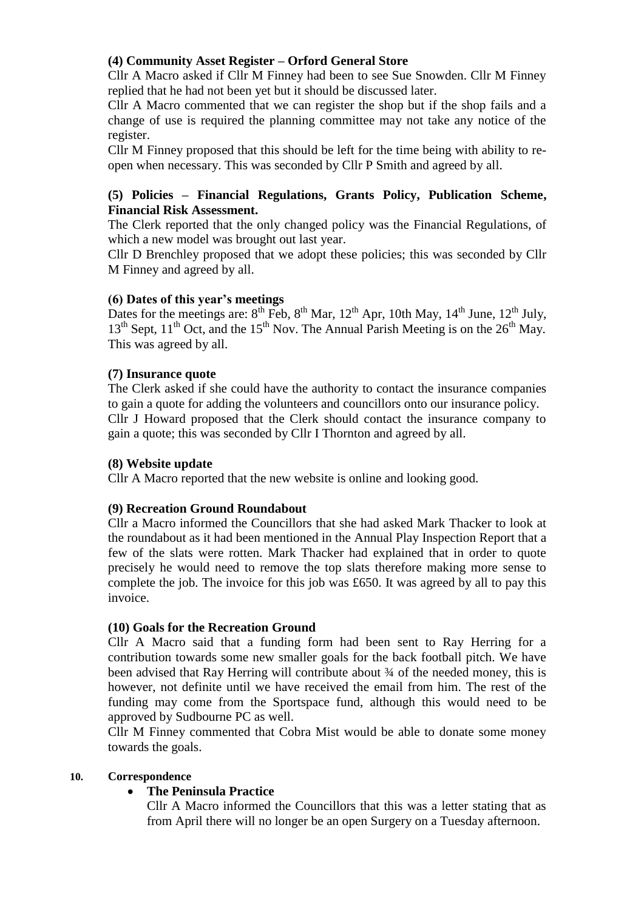**(4) Community Asset Register – Orford General Store**

Cllr A Macro asked if Cllr M Finney had been to see Sue Snowden. Cllr M Finney replied that he had not been yet but it should be discussed later.

Cllr A Macro commented that we can register the shop but if the shop fails and a change of use is required the planning committee may not take any notice of the register.

Cllr M Finney proposed that this should be left for the time being with ability to re-open when necessary. This was seconded by Cllr P Smith and agreed by all.

**(5) Policies – Financial Regulations, Grants Policy, Publication Scheme, Financial Risk Assessment.**

The Clerk reported that the only changed policy was the Financial Regulations, of which a new model was brought out last year.

Cllr D Brenchley proposed that we adopt these policies; this was seconded by Cllr M Finney and agreed by all.

**(6) Dates of this year's meetings**

Dates for the meetings are: 8th Feb, 8th Mar, 12th Apr, 10th May, 14th June, 12th July, 13th Sept, 11th Oct, and the 15th Nov. The Annual Parish Meeting is on the 26th May. This was agreed by all.

**(7) Insurance quote**

The Clerk asked if she could have the authority to contact the insurance companies to gain a quote for adding the volunteers and councillors onto our insurance policy.

Cllr J Howard proposed that the Clerk should contact the insurance company to gain a quote; this was seconded by Cllr I Thornton and agreed by all.

**(8) Website update**

Cllr A Macro reported that the new website is online and looking good.

**(9) Recreation Ground Roundabout**

Cllr a Macro informed the Councillors that she had asked Mark Thacker to look at the roundabout as it had been mentioned in the Annual Play Inspection Report that a few of the slats were rotten. Mark Thacker had explained that in order to quote precisely he would need to remove the top slats therefore making more sense to complete the job. The invoice for this job was £650. It was agreed by all to pay this invoice.

**(10) Goals for the Recreation Ground**

Cllr A Macro said that a funding form had been sent to Ray Herring for a contribution towards some new smaller goals for the back football pitch. We have been advised that Ray Herring will contribute about ¾ of the needed money, this is however, not definite until we have received the email from him. The rest of the funding may come from the Sportspace fund, although this would need to be approved by Sudbourne PC as well.

Cllr M Finney commented that Cobra Mist would be able to donate some money towards the goals.

**10. Correspondence**

- **The Peninsula Practice**

  Cllr A Macro informed the Councillors that this was a letter stating that as from April there will no longer be an open Surgery on a Tuesday afternoon.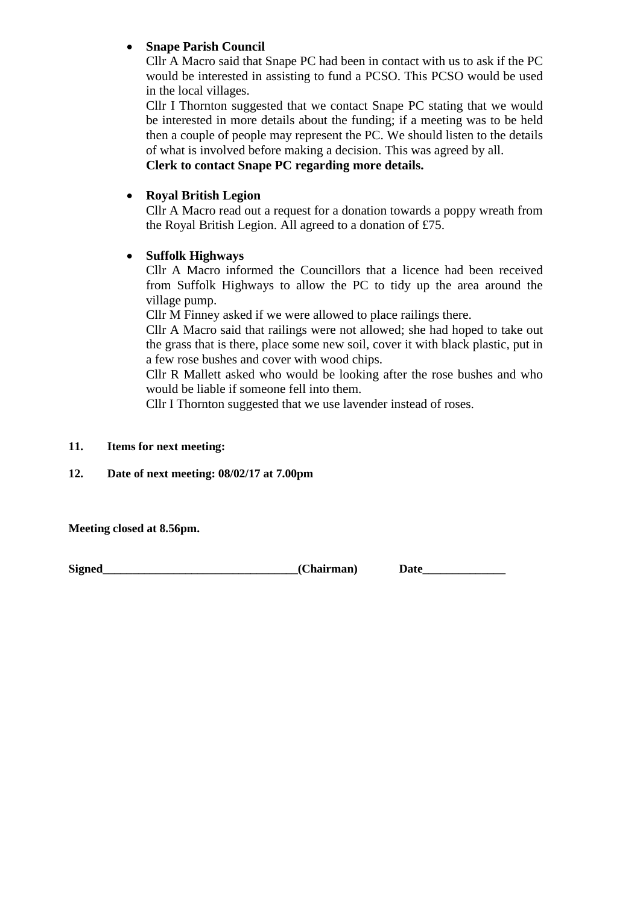- **Snape Parish Council**
  Cllr A Macro said that Snape PC had been in contact with us to ask if the PC would be interested in assisting to fund a PCSO. This PCSO would be used in the local villages.
  Cllr I Thornton suggested that we contact Snape PC stating that we would be interested in more details about the funding; if a meeting was to be held then a couple of people may represent the PC. We should listen to the details of what is involved before making a decision. This was agreed by all.
  **Clerk to contact Snape PC regarding more details.**

- **Royal British Legion**
  Cllr A Macro read out a request for a donation towards a poppy wreath from the Royal British Legion. All agreed to a donation of £75.

- **Suffolk Highways**
  Cllr A Macro informed the Councillors that a licence had been received from Suffolk Highways to allow the PC to tidy up the area around the village pump.
  Cllr M Finney asked if we were allowed to place railings there.
  Cllr A Macro said that railings were not allowed; she had hoped to take out the grass that is there, place some new soil, cover it with black plastic, put in a few rose bushes and cover with wood chips.
  Cllr R Mallett asked who would be looking after the rose bushes and who would be liable if someone fell into them.
  Cllr I Thornton suggested that we use lavender instead of roses.

**11. Items for next meeting:**

**12. Date of next meeting: 08/02/17 at 7.00pm**

**Meeting closed at 8.56pm.**

**Signed_________________________________(Chairman) Date______________**